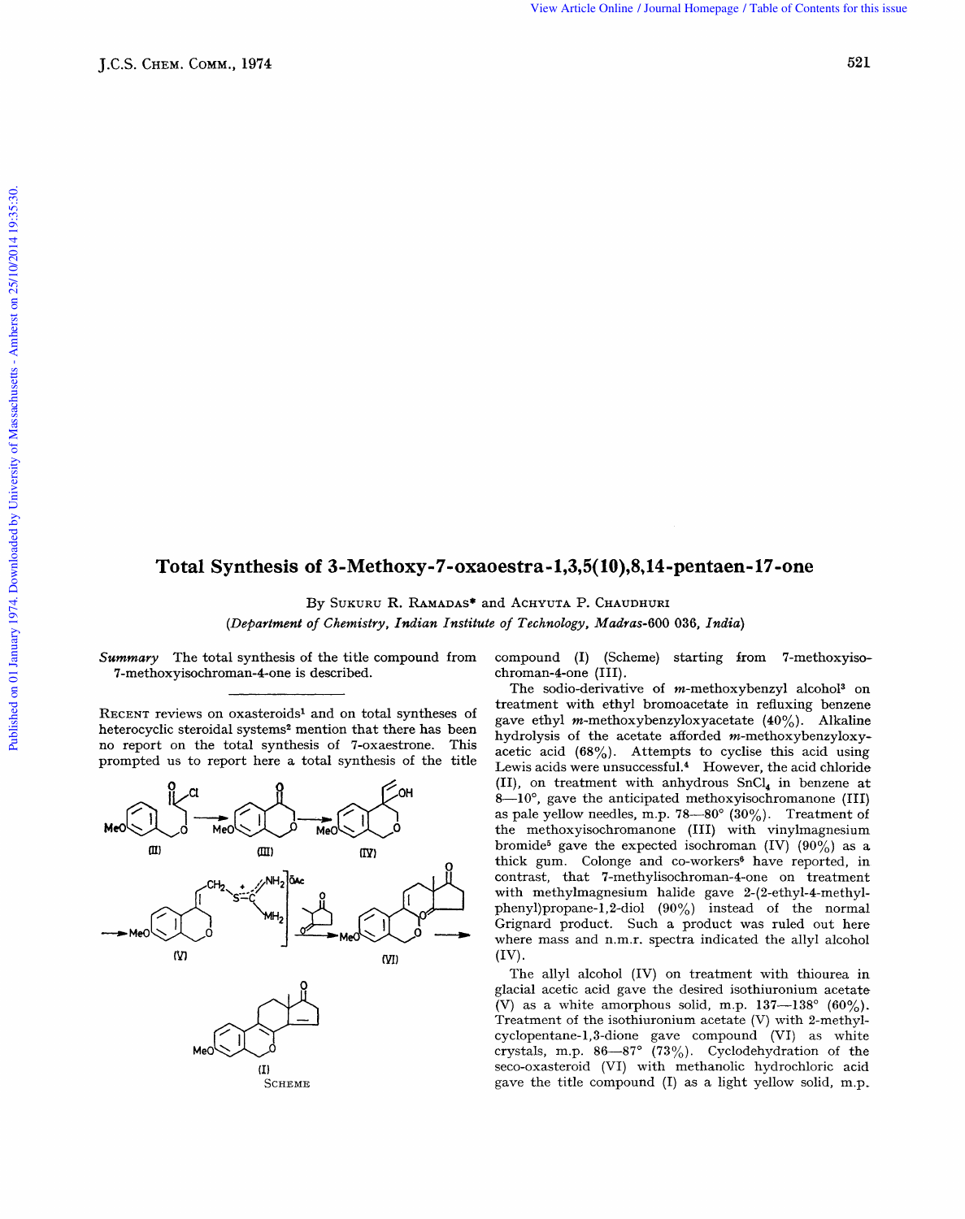# Total Synthesis of 3-Methoxy-7-oxaoestra-1,3,5(10),8,14-pentaen-17-one

By Sukuru R. Ramadas* and Achyuta P. Chaudhuri

(*Department of Chemistry, Indian Institute of Technology, Madras-600 036, India*)

*Summary* The total synthesis of the title compound from 7-methoxyisochroman-4-one is described.

---

Recent reviews on oxasteroids[1] and on total syntheses of heterocyclic steroidal systems[2] mention that there has been no report on the total synthesis of 7-oxaestrone. This prompted us to report here a total synthesis of the title compound (I) (Scheme) starting from 7-methoxyisochroman-4-one (III).

SCHEME

The sodio-derivative of *m*-methoxybenzyl alcohol[3] on treatment with ethyl bromoacetate in refluxing benzene gave ethyl *m*-methoxybenzyloxyacetate (40%). Alkaline hydrolysis of the acetate afforded *m*-methoxybenzyloxyacetic acid (68%). Attempts to cyclise this acid using Lewis acids were unsuccessful.[4] However, the acid chloride (II), on treatment with anhydrous $SnCl_4$ in benzene at 8—10°, gave the anticipated methoxyisochromanone (III) as pale yellow needles, m.p. 78—80° (30%). Treatment of the methoxyisochromanone (III) with vinylmagnesium bromide[5] gave the expected isochroman (IV) (90%) as a thick gum. Colonge and co-workers[6] have reported, in contrast, that 7-methylisochroman-4-one on treatment with methylmagnesium halide gave 2-(2-ethyl-4-methylphenyl)propane-1,2-diol (90%) instead of the normal Grignard product. Such a product was ruled out here where mass and n.m.r. spectra indicated the allyl alcohol (IV).

The allyl alcohol (IV) on treatment with thiourea in glacial acetic acid gave the desired isothiuronium acetate (V) as a white amorphous solid, m.p. 137—138° (60%). Treatment of the isothiuronium acetate (V) with 2-methylcyclopentane-1,3-dione gave compound (VI) as white crystals, m.p. 86—87° (73%). Cyclodehydration of the seco-oxasteroid (VI) with methanolic hydrochloric acid gave the title compound (I) as a light yellow solid, m.p.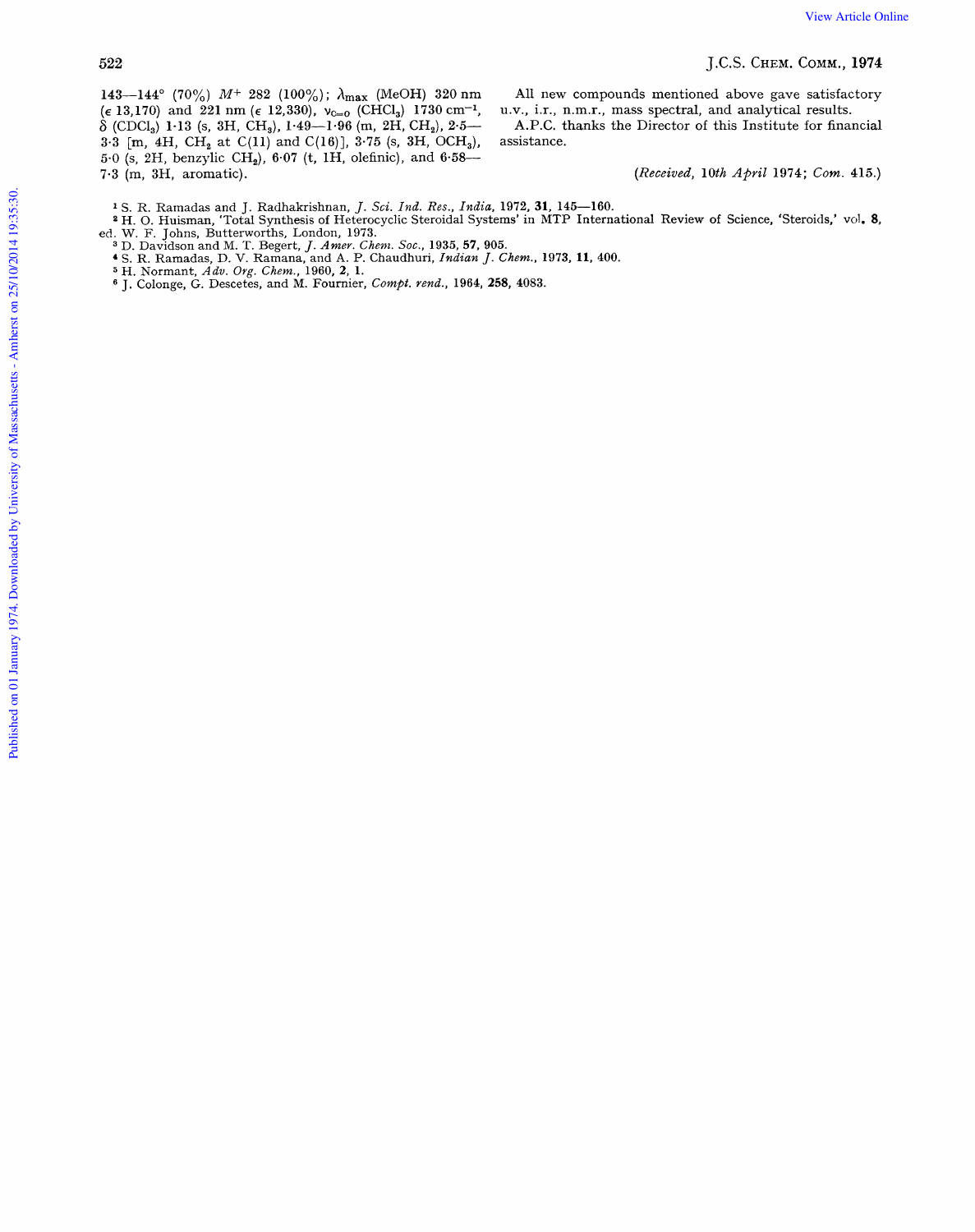143—144° (70%) $M^+$ 282 (100%); $\lambda_{max}$ (MeOH) 320 nm ($\epsilon$ 13,170) and 221 nm ($\epsilon$ 12,330), $\nu_{C=O}$ ($CHCl_3$) 1730 cm$^{-1}$, $\delta$ ($CDCl_3$) 1·13 (s, 3H, $CH_3$), 1·49—1·96 (m, 2H, $CH_2$), 2·5—3·3 [m, 4H, $CH_2$ at C(11) and C(16)], 3·75 (s, 3H, $OCH_3$), 5·0 (s, 2H, benzylic $CH_2$), 6·07 (t, 1H, olefinic), and 6·58—7·3 (m, 3H, aromatic).

All new compounds mentioned above gave satisfactory u.v., i.r., n.m.r., mass spectral, and analytical results.

A.P.C. thanks the Director of this Institute for financial assistance.

(*Received*, 10*th April* 1974; *Com.* 415.)

[1] S. R. Ramadas and J. Radhakrishnan, *J. Sci. Ind. Res., India*, 1972, **31**, 145—160.

[2] H. O. Huisman, 'Total Synthesis of Heterocyclic Steroidal Systems' in MTP International Review of Science, 'Steroids,' vol. **8**, ed. W. F. Johns, Butterworths, London, 1973.

[3] D. Davidson and M. T. Begert, *J. Amer. Chem. Soc.*, 1935, **57**, 905.

[4] S. R. Ramadas, D. V. Ramana, and A. P. Chaudhuri, *Indian J. Chem.*, 1973, **11**, 400.

[5] H. Normant, *Adv. Org. Chem.*, 1960, **2**, 1.

[6] J. Colonge, G. Descetes, and M. Fournier, *Compt. rend.*, 1964, **258**, 4083.